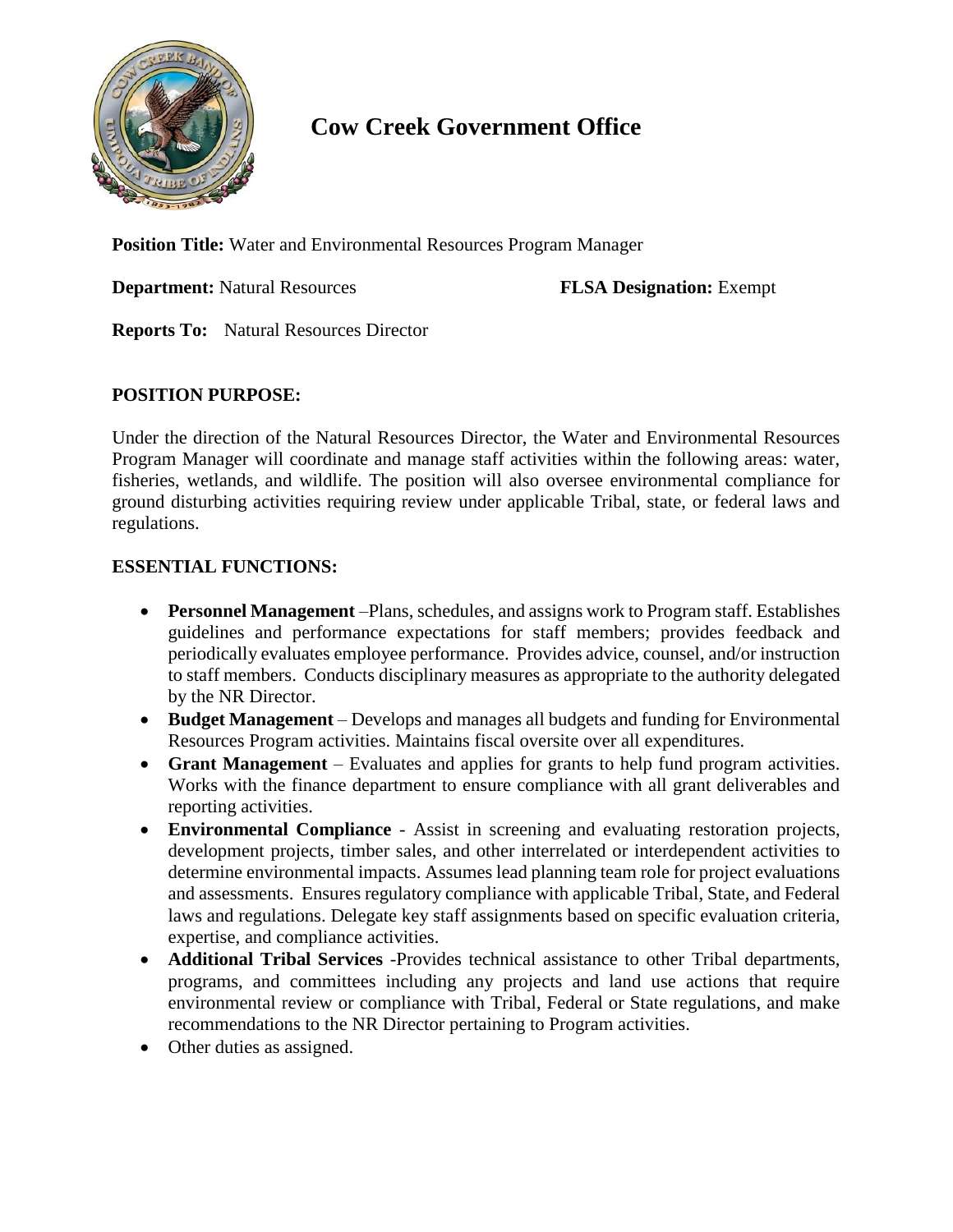# Cow Creek Government Office

**Position Title:** Water and Environmental Resources Program Manager

**Department:** Natural Resources **FLSA Designation:** Exempt

**Reports To:** Natural Resources Director

## POSITION PURPOSE:

Under the direction of the Natural Resources Director, the Water and Environmental Resources Program Manager will coordinate and manage staff activities within the following areas: water, fisheries, wetlands, and wildlife. The position will also oversee environmental compliance for ground disturbing activities requiring review under applicable Tribal, state, or federal laws and regulations.

## ESSENTIAL FUNCTIONS:

- **Personnel Management** –Plans, schedules, and assigns work to Program staff. Establishes guidelines and performance expectations for staff members; provides feedback and periodically evaluates employee performance. Provides advice, counsel, and/or instruction to staff members. Conducts disciplinary measures as appropriate to the authority delegated by the NR Director.
- **Budget Management** – Develops and manages all budgets and funding for Environmental Resources Program activities. Maintains fiscal oversite over all expenditures.
- **Grant Management** – Evaluates and applies for grants to help fund program activities. Works with the finance department to ensure compliance with all grant deliverables and reporting activities.
- **Environmental Compliance** - Assist in screening and evaluating restoration projects, development projects, timber sales, and other interrelated or interdependent activities to determine environmental impacts. Assumes lead planning team role for project evaluations and assessments. Ensures regulatory compliance with applicable Tribal, State, and Federal laws and regulations. Delegate key staff assignments based on specific evaluation criteria, expertise, and compliance activities.
- **Additional Tribal Services** -Provides technical assistance to other Tribal departments, programs, and committees including any projects and land use actions that require environmental review or compliance with Tribal, Federal or State regulations, and make recommendations to the NR Director pertaining to Program activities.
- Other duties as assigned.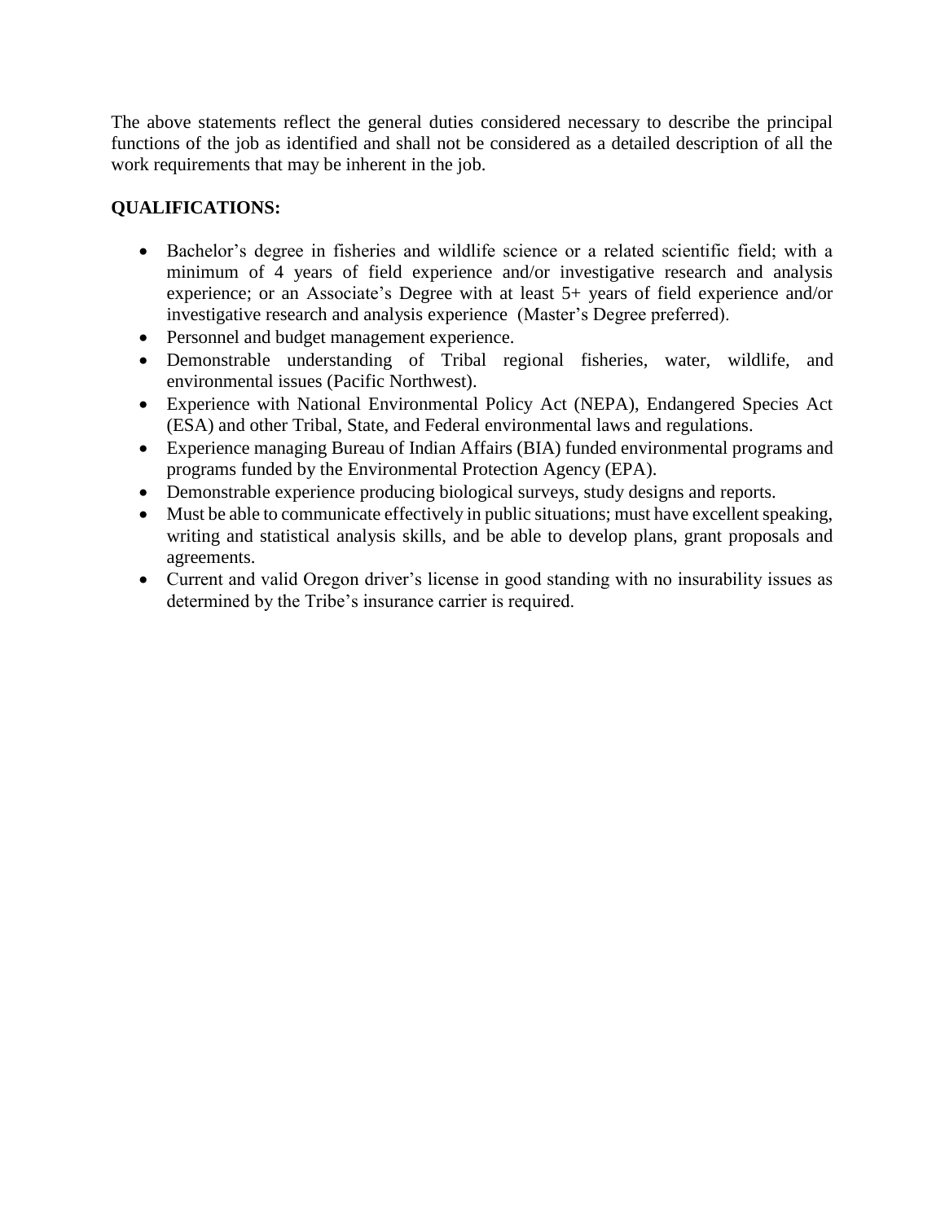The above statements reflect the general duties considered necessary to describe the principal functions of the job as identified and shall not be considered as a detailed description of all the work requirements that may be inherent in the job.

**QUALIFICATIONS:**

- Bachelor's degree in fisheries and wildlife science or a related scientific field; with a minimum of 4 years of field experience and/or investigative research and analysis experience; or an Associate's Degree with at least 5+ years of field experience and/or investigative research and analysis experience (Master's Degree preferred).
- Personnel and budget management experience.
- Demonstrable understanding of Tribal regional fisheries, water, wildlife, and environmental issues (Pacific Northwest).
- Experience with National Environmental Policy Act (NEPA), Endangered Species Act (ESA) and other Tribal, State, and Federal environmental laws and regulations.
- Experience managing Bureau of Indian Affairs (BIA) funded environmental programs and programs funded by the Environmental Protection Agency (EPA).
- Demonstrable experience producing biological surveys, study designs and reports.
- Must be able to communicate effectively in public situations; must have excellent speaking, writing and statistical analysis skills, and be able to develop plans, grant proposals and agreements.
- Current and valid Oregon driver's license in good standing with no insurability issues as determined by the Tribe's insurance carrier is required.